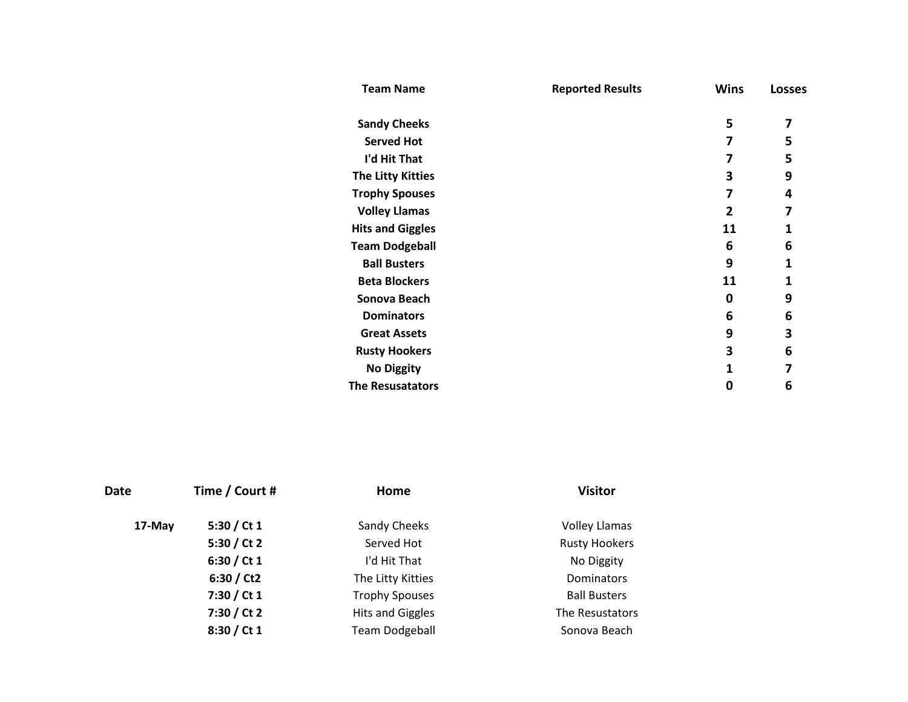| Team Name | Reported Results | Wins | Losses |
| --- | --- | --- | --- |
| **Sandy Cheeks** | | **5** | **7** |
| **Served Hot** | | **7** | **5** |
| **I'd Hit That** | | **7** | **5** |
| **The Litty Kitties** | | **3** | **9** |
| **Trophy Spouses** | | **7** | **4** |
| **Volley Llamas** | | **2** | **7** |
| **Hits and Giggles** | | **11** | **1** |
| **Team Dodgeball** | | **6** | **6** |
| **Ball Busters** | | **9** | **1** |
| **Beta Blockers** | | **11** | **1** |
| **Sonova Beach** | | **0** | **9** |
| **Dominators** | | **6** | **6** |
| **Great Assets** | | **9** | **3** |
| **Rusty Hookers** | | **3** | **6** |
| **No Diggity** | | **1** | **7** |
| **The Resusatators** | | **0** | **6** |

| Date | Time / Court # | Home | Visitor |
| --- | --- | --- | --- |
| **17-May** | **5:30 / Ct 1** | Sandy Cheeks | Volley Llamas |
| | **5:30 / Ct 2** | Served Hot | Rusty Hookers |
| | **6:30 / Ct 1** | I'd Hit That | No Diggity |
| | **6:30 / Ct2** | The Litty Kitties | Dominators |
| | **7:30 / Ct 1** | Trophy Spouses | Ball Busters |
| | **7:30 / Ct 2** | Hits and Giggles | The Resustators |
| | **8:30 / Ct 1** | Team Dodgeball | Sonova Beach |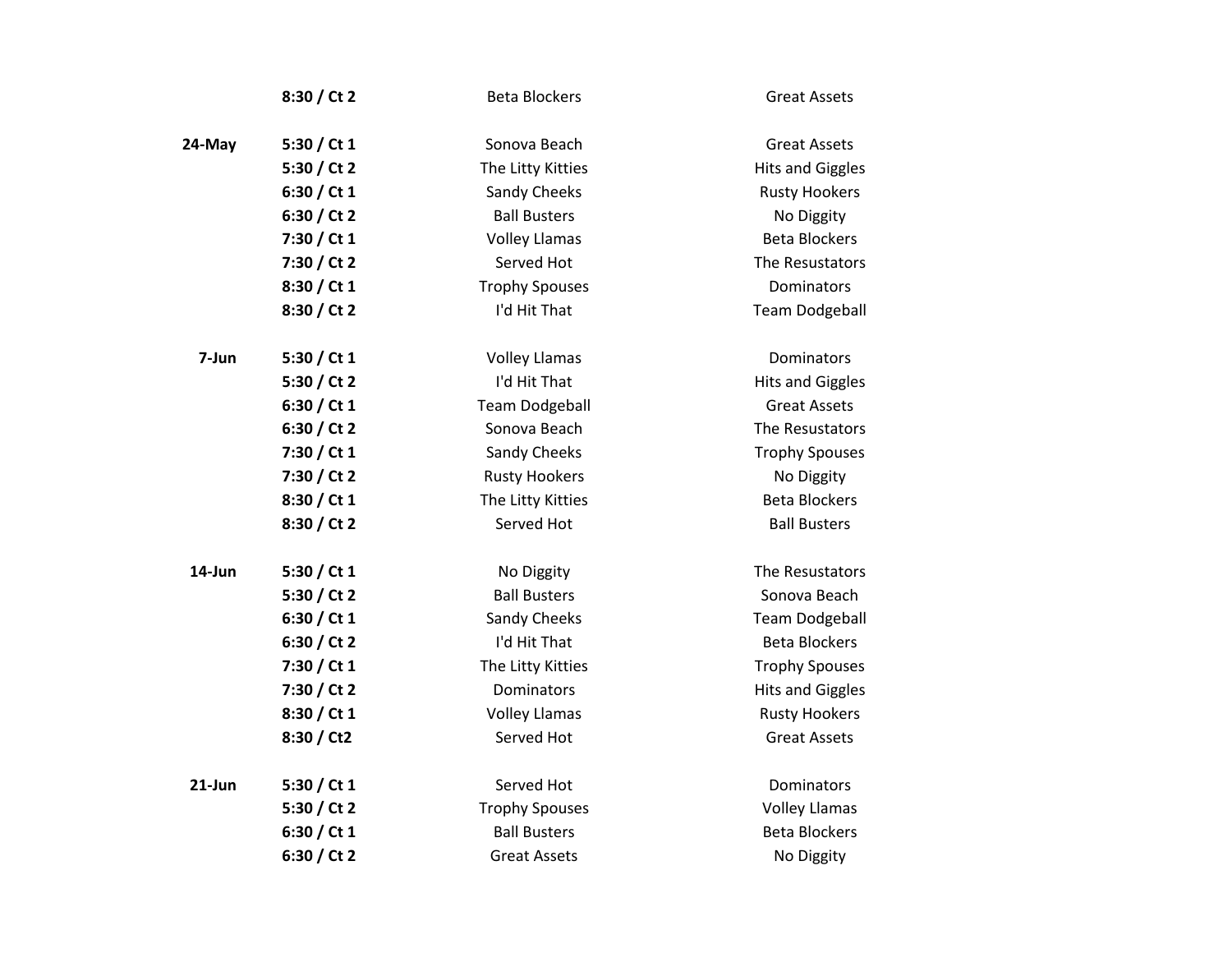| | | | |
|---|---|---|---|
| | **8:30 / Ct 2** | Beta Blockers | Great Assets |
| | | | |
| **24-May** | **5:30 / Ct 1** | Sonova Beach | Great Assets |
| | **5:30 / Ct 2** | The Litty Kitties | Hits and Giggles |
| | **6:30 / Ct 1** | Sandy Cheeks | Rusty Hookers |
| | **6:30 / Ct 2** | Ball Busters | No Diggity |
| | **7:30 / Ct 1** | Volley Llamas | Beta Blockers |
| | **7:30 / Ct 2** | Served Hot | The Resustators |
| | **8:30 / Ct 1** | Trophy Spouses | Dominators |
| | **8:30 / Ct 2** | I'd Hit That | Team Dodgeball |
| | | | |
| **7-Jun** | **5:30 / Ct 1** | Volley Llamas | Dominators |
| | **5:30 / Ct 2** | I'd Hit That | Hits and Giggles |
| | **6:30 / Ct 1** | Team Dodgeball | Great Assets |
| | **6:30 / Ct 2** | Sonova Beach | The Resustators |
| | **7:30 / Ct 1** | Sandy Cheeks | Trophy Spouses |
| | **7:30 / Ct 2** | Rusty Hookers | No Diggity |
| | **8:30 / Ct 1** | The Litty Kitties | Beta Blockers |
| | **8:30 / Ct 2** | Served Hot | Ball Busters |
| | | | |
| **14-Jun** | **5:30 / Ct 1** | No Diggity | The Resustators |
| | **5:30 / Ct 2** | Ball Busters | Sonova Beach |
| | **6:30 / Ct 1** | Sandy Cheeks | Team Dodgeball |
| | **6:30 / Ct 2** | I'd Hit That | Beta Blockers |
| | **7:30 / Ct 1** | The Litty Kitties | Trophy Spouses |
| | **7:30 / Ct 2** | Dominators | Hits and Giggles |
| | **8:30 / Ct 1** | Volley Llamas | Rusty Hookers |
| | **8:30 / Ct2** | Served Hot | Great Assets |
| | | | |
| **21-Jun** | **5:30 / Ct 1** | Served Hot | Dominators |
| | **5:30 / Ct 2** | Trophy Spouses | Volley Llamas |
| | **6:30 / Ct 1** | Ball Busters | Beta Blockers |
| | **6:30 / Ct 2** | Great Assets | No Diggity |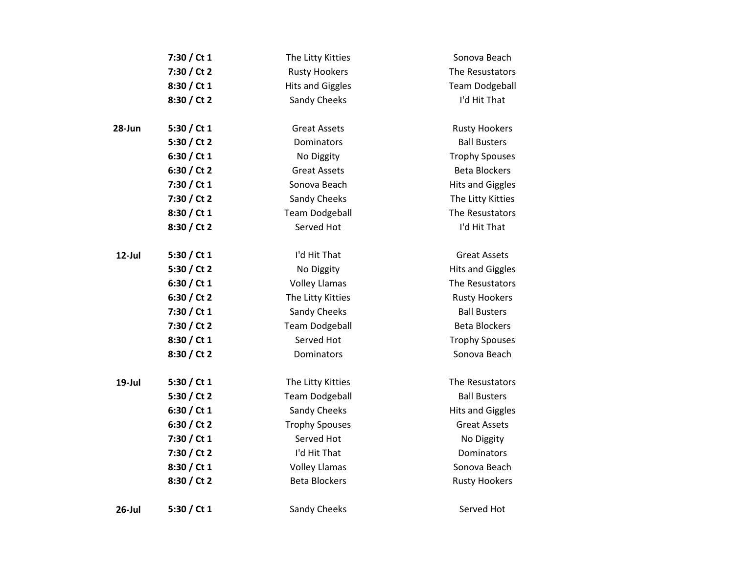| Date | Time / Court | Team 1 | Team 2 |
| --- | --- | --- | --- |
| | 7:30 / Ct 1 | The Litty Kitties | Sonova Beach |
| | 7:30 / Ct 2 | Rusty Hookers | The Resustators |
| | 8:30 / Ct 1 | Hits and Giggles | Team Dodgeball |
| | 8:30 / Ct 2 | Sandy Cheeks | I'd Hit That |
| 28-Jun | 5:30 / Ct 1 | Great Assets | Rusty Hookers |
| | 5:30 / Ct 2 | Dominators | Ball Busters |
| | 6:30 / Ct 1 | No Diggity | Trophy Spouses |
| | 6:30 / Ct 2 | Great Assets | Beta Blockers |
| | 7:30 / Ct 1 | Sonova Beach | Hits and Giggles |
| | 7:30 / Ct 2 | Sandy Cheeks | The Litty Kitties |
| | 8:30 / Ct 1 | Team Dodgeball | The Resustators |
| | 8:30 / Ct 2 | Served Hot | I'd Hit That |
| 12-Jul | 5:30 / Ct 1 | I'd Hit That | Great Assets |
| | 5:30 / Ct 2 | No Diggity | Hits and Giggles |
| | 6:30 / Ct 1 | Volley Llamas | The Resustators |
| | 6:30 / Ct 2 | The Litty Kitties | Rusty Hookers |
| | 7:30 / Ct 1 | Sandy Cheeks | Ball Busters |
| | 7:30 / Ct 2 | Team Dodgeball | Beta Blockers |
| | 8:30 / Ct 1 | Served Hot | Trophy Spouses |
| | 8:30 / Ct 2 | Dominators | Sonova Beach |
| 19-Jul | 5:30 / Ct 1 | The Litty Kitties | The Resustators |
| | 5:30 / Ct 2 | Team Dodgeball | Ball Busters |
| | 6:30 / Ct 1 | Sandy Cheeks | Hits and Giggles |
| | 6:30 / Ct 2 | Trophy Spouses | Great Assets |
| | 7:30 / Ct 1 | Served Hot | No Diggity |
| | 7:30 / Ct 2 | I'd Hit That | Dominators |
| | 8:30 / Ct 1 | Volley Llamas | Sonova Beach |
| | 8:30 / Ct 2 | Beta Blockers | Rusty Hookers |
| 26-Jul | 5:30 / Ct 1 | Sandy Cheeks | Served Hot |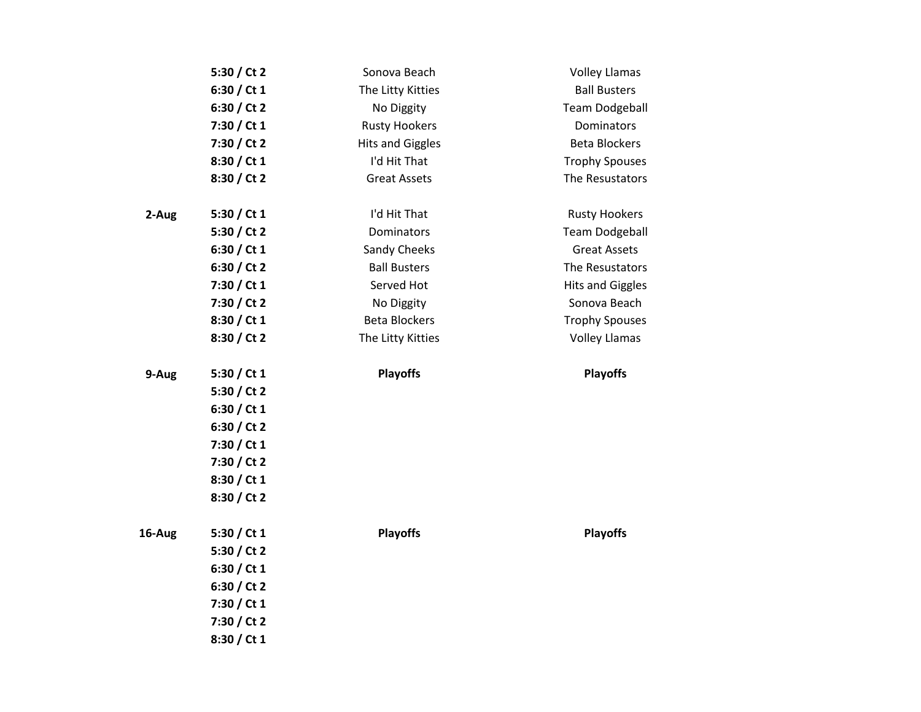| | | | |
|---|---|---|---|
| | **5:30 / Ct 2** | Sonova Beach | Volley Llamas |
| | **6:30 / Ct 1** | The Litty Kitties | Ball Busters |
| | **6:30 / Ct 2** | No Diggity | Team Dodgeball |
| | **7:30 / Ct 1** | Rusty Hookers | Dominators |
| | **7:30 / Ct 2** | Hits and Giggles | Beta Blockers |
| | **8:30 / Ct 1** | I'd Hit That | Trophy Spouses |
| | **8:30 / Ct 2** | Great Assets | The Resustators |
| | | | |
| **2-Aug** | **5:30 / Ct 1** | I'd Hit That | Rusty Hookers |
| | **5:30 / Ct 2** | Dominators | Team Dodgeball |
| | **6:30 / Ct 1** | Sandy Cheeks | Great Assets |
| | **6:30 / Ct 2** | Ball Busters | The Resustators |
| | **7:30 / Ct 1** | Served Hot | Hits and Giggles |
| | **7:30 / Ct 2** | No Diggity | Sonova Beach |
| | **8:30 / Ct 1** | Beta Blockers | Trophy Spouses |
| | **8:30 / Ct 2** | The Litty Kitties | Volley Llamas |
| | | | |
| **9-Aug** | **5:30 / Ct 1** | **Playoffs** | **Playoffs** |
| | **5:30 / Ct 2** | | |
| | **6:30 / Ct 1** | | |
| | **6:30 / Ct 2** | | |
| | **7:30 / Ct 1** | | |
| | **7:30 / Ct 2** | | |
| | **8:30 / Ct 1** | | |
| | **8:30 / Ct 2** | | |
| | | | |
| **16-Aug** | **5:30 / Ct 1** | **Playoffs** | **Playoffs** |
| | **5:30 / Ct 2** | | |
| | **6:30 / Ct 1** | | |
| | **6:30 / Ct 2** | | |
| | **7:30 / Ct 1** | | |
| | **7:30 / Ct 2** | | |
| | **8:30 / Ct 1** | | |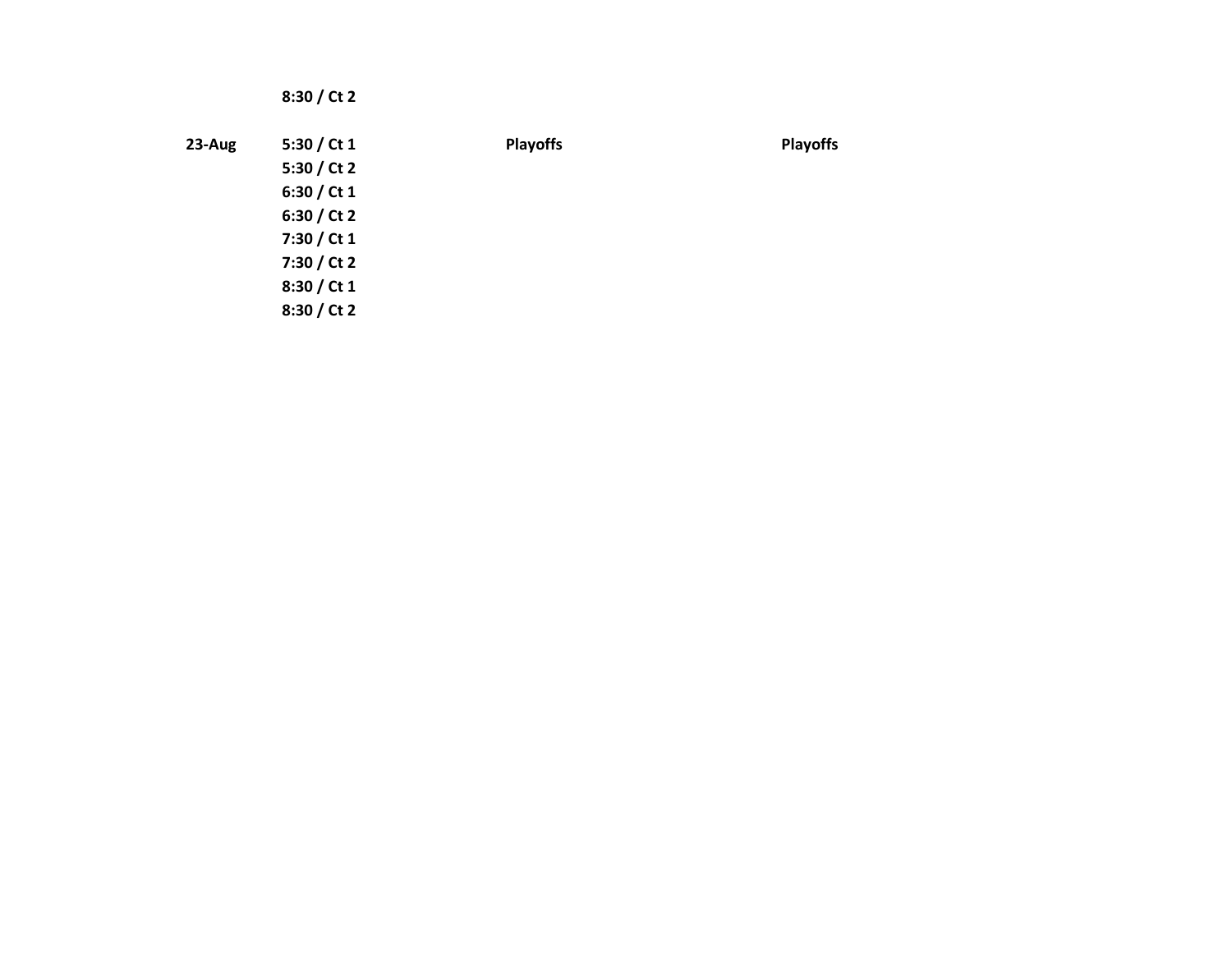| | | | |
|---|---|---|---|
| | 8:30 / Ct 2 | | |
| | | | |
| 23-Aug | 5:30 / Ct 1 | Playoffs | Playoffs |
| | 5:30 / Ct 2 | | |
| | 6:30 / Ct 1 | | |
| | 6:30 / Ct 2 | | |
| | 7:30 / Ct 1 | | |
| | 7:30 / Ct 2 | | |
| | 8:30 / Ct 1 | | |
| | 8:30 / Ct 2 | | |